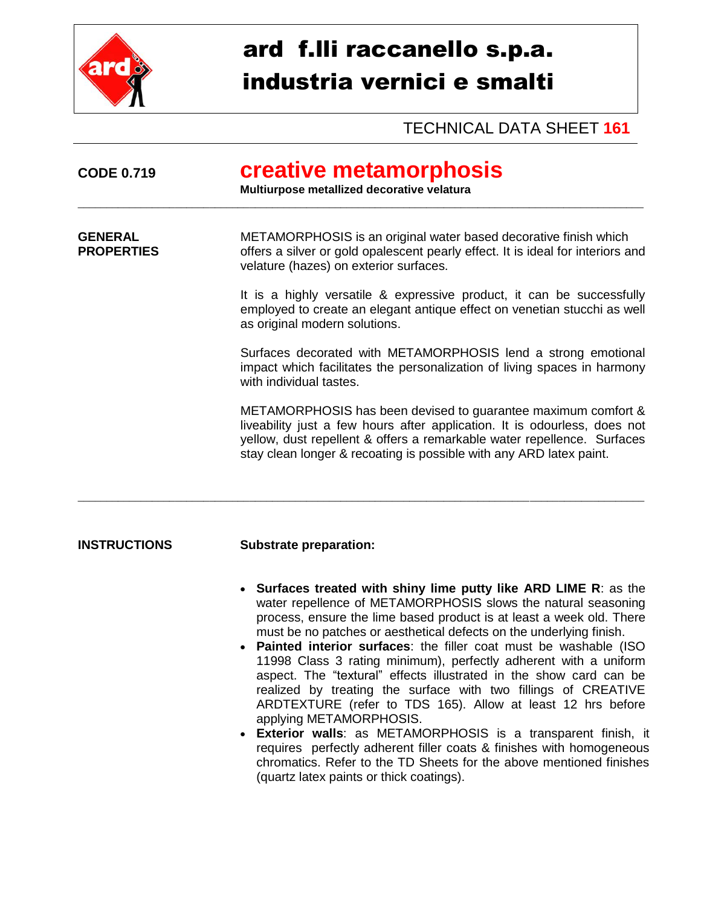# ard f.lli raccanello s.p.a.
# industria vernici e smalti

TECHNICAL DATA SHEET **161**

**CODE 0.719**

## creative metamorphosis

**Multiurpose metallized decorative velatura**

---

**GENERAL PROPERTIES**

METAMORPHOSIS is an original water based decorative finish which offers a silver or gold opalescent pearly effect. It is ideal for interiors and velature (hazes) on exterior surfaces.

It is a highly versatile & expressive product, it can be successfully employed to create an elegant antique effect on venetian stucchi as well as original modern solutions.

Surfaces decorated with METAMORPHOSIS lend a strong emotional impact which facilitates the personalization of living spaces in harmony with individual tastes.

METAMORPHOSIS has been devised to guarantee maximum comfort & liveability just a few hours after application. It is odourless, does not yellow, dust repellent & offers a remarkable water repellence. Surfaces stay clean longer & recoating is possible with any ARD latex paint.

---

**INSTRUCTIONS**

**Substrate preparation:**

- **Surfaces treated with shiny lime putty like ARD LIME R**: as the water repellence of METAMORPHOSIS slows the natural seasoning process, ensure the lime based product is at least a week old. There must be no patches or aesthetical defects on the underlying finish.
- **Painted interior surfaces**: the filler coat must be washable (ISO 11998 Class 3 rating minimum), perfectly adherent with a uniform aspect. The "textural" effects illustrated in the show card can be realized by treating the surface with two fillings of CREATIVE ARDTEXTURE (refer to TDS 165). Allow at least 12 hrs before applying METAMORPHOSIS.
- **Exterior walls**: as METAMORPHOSIS is a transparent finish, it requires perfectly adherent filler coats & finishes with homogeneous chromatics. Refer to the TD Sheets for the above mentioned finishes (quartz latex paints or thick coatings).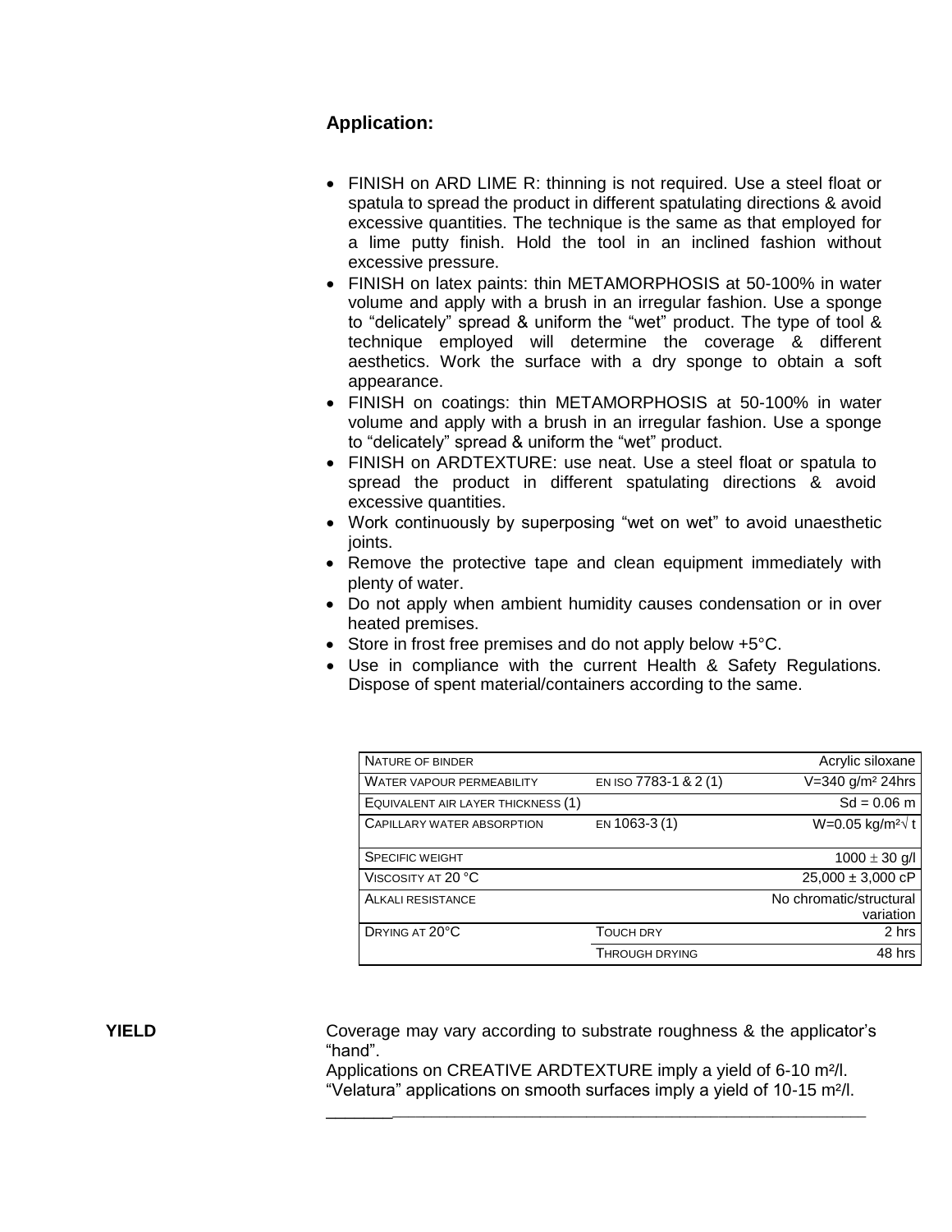**Application:**

- FINISH on ARD LIME R: thinning is not required. Use a steel float or spatula to spread the product in different spatulating directions & avoid excessive quantities. The technique is the same as that employed for a lime putty finish. Hold the tool in an inclined fashion without excessive pressure.
- FINISH on latex paints: thin METAMORPHOSIS at 50-100% in water volume and apply with a brush in an irregular fashion. Use a sponge to "delicately" spread & uniform the "wet" product. The type of tool & technique employed will determine the coverage & different aesthetics. Work the surface with a dry sponge to obtain a soft appearance.
- FINISH on coatings: thin METAMORPHOSIS at 50-100% in water volume and apply with a brush in an irregular fashion. Use a sponge to "delicately" spread & uniform the "wet" product.
- FINISH on ARDTEXTURE: use neat. Use a steel float or spatula to spread the product in different spatulating directions & avoid excessive quantities.
- Work continuously by superposing "wet on wet" to avoid unaesthetic joints.
- Remove the protective tape and clean equipment immediately with plenty of water.
- Do not apply when ambient humidity causes condensation or in over heated premises.
- Store in frost free premises and do not apply below +5°C.
- Use in compliance with the current Health & Safety Regulations. Dispose of spent material/containers according to the same.

| | | |
|---|---|---|
| NATURE OF BINDER | | Acrylic siloxane |
| WATER VAPOUR PERMEABILITY | EN ISO 7783-1 & 2 (1) | V=340 g/m² 24hrs |
| EQUIVALENT AIR LAYER THICKNESS (1) | | Sd = 0.06 m |
| CAPILLARY WATER ABSORPTION | EN 1063-3 (1) | W=0.05 kg/m²√ t |
| SPECIFIC WEIGHT | | 1000 ± 30 g/l |
| VISCOSITY AT 20 °C | | 25,000 ± 3,000 cP |
| ALKALI RESISTANCE | | No chromatic/structural variation |
| DRYING AT 20°C | TOUCH DRY | 2 hrs |
| | THROUGH DRYING | 48 hrs |

**YIELD**

Coverage may vary according to substrate roughness & the applicator's "hand".

Applications on CREATIVE ARDTEXTURE imply a yield of 6-10 m²/l.

"Velatura" applications on smooth surfaces imply a yield of 10-15 m²/l.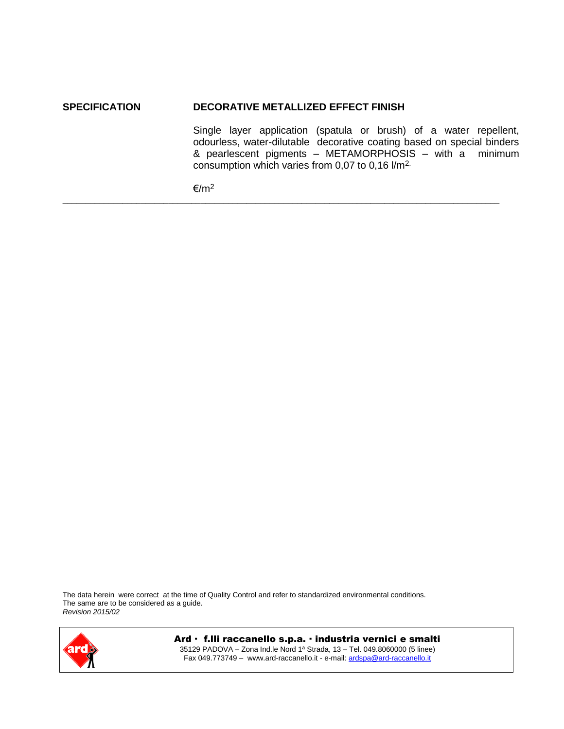**SPECIFICATION** **DECORATIVE METALLIZED EFFECT FINISH**

Single layer application (spatula or brush) of a water repellent, odourless, water-dilutable decorative coating based on special binders & pearlescent pigments – METAMORPHOSIS – with a minimum consumption which varies from 0,07 to 0,16 l/m$^2$.

€/m$^2$

---

The data herein were correct at the time of Quality Control and refer to standardized environmental conditions.
The same are to be considered as a guide.
*Revision 2015/02*

**Ard · f.lli raccanello s.p.a. · industria vernici e smalti**
35129 PADOVA – Zona Ind.le Nord 1ª Strada, 13 – Tel. 049.8060000 (5 linee)
Fax 049.773749 – www.ard-raccanello.it - e-mail: ardspa@ard-raccanello.it